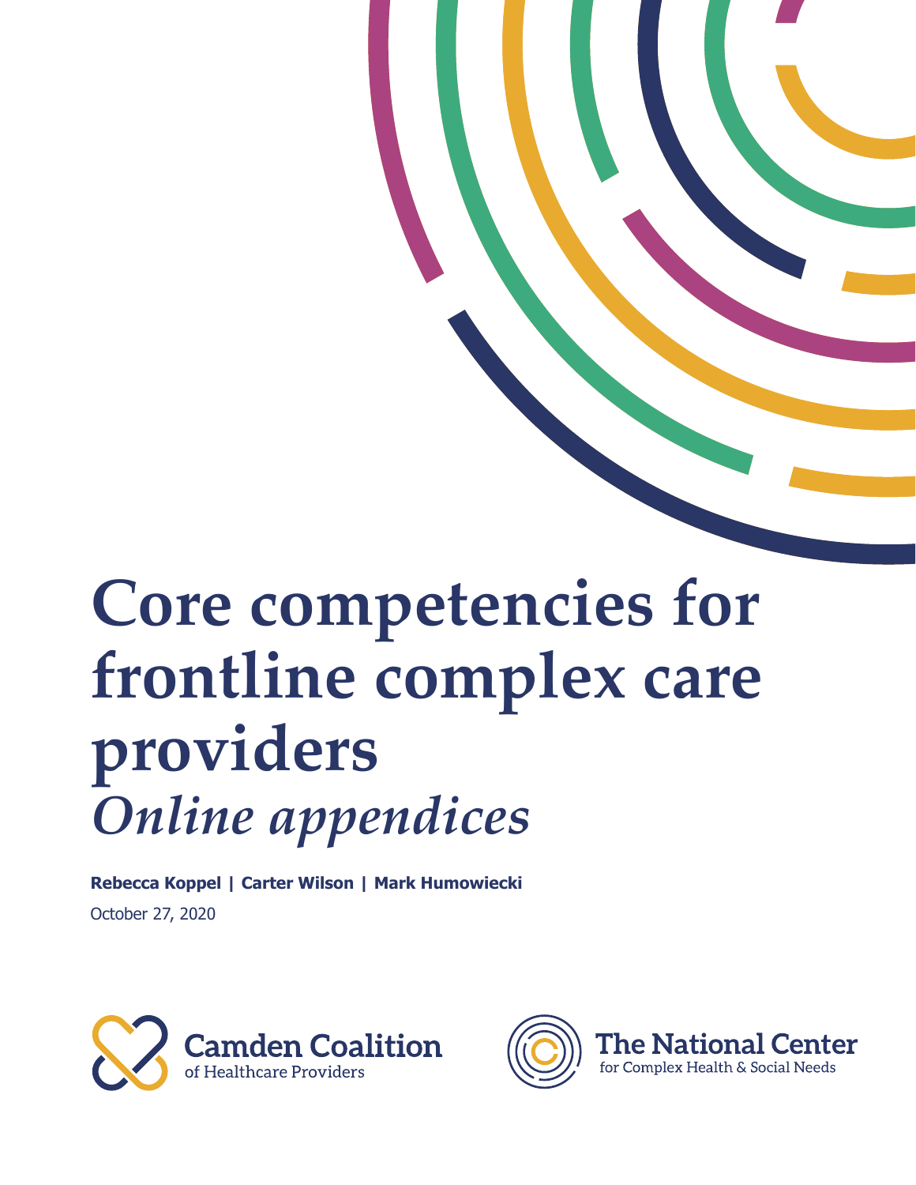# Core competencies for frontline complex care providers

## *Online appendices*

**Rebecca Koppel | Carter Wilson | Mark Humowiecki**

October 27, 2020

Camden Coalition of Healthcare Providers

The National Center for Complex Health & Social Needs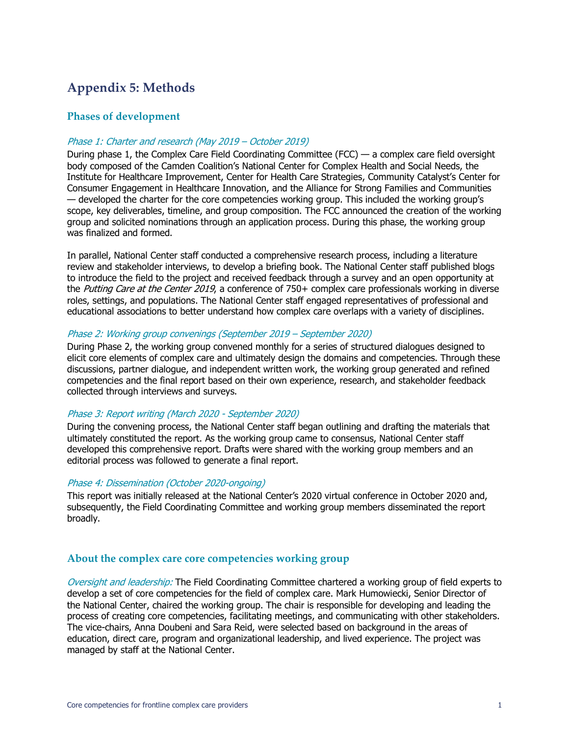# Appendix 5: Methods

## Phases of development

### *Phase 1: Charter and research (May 2019 – October 2019)*

During phase 1, the Complex Care Field Coordinating Committee (FCC) — a complex care field oversight body composed of the Camden Coalition's National Center for Complex Health and Social Needs, the Institute for Healthcare Improvement, Center for Health Care Strategies, Community Catalyst's Center for Consumer Engagement in Healthcare Innovation, and the Alliance for Strong Families and Communities — developed the charter for the core competencies working group. This included the working group's scope, key deliverables, timeline, and group composition. The FCC announced the creation of the working group and solicited nominations through an application process. During this phase, the working group was finalized and formed.

In parallel, National Center staff conducted a comprehensive research process, including a literature review and stakeholder interviews, to develop a briefing book. The National Center staff published blogs to introduce the field to the project and received feedback through a survey and an open opportunity at the *Putting Care at the Center 2019*, a conference of 750+ complex care professionals working in diverse roles, settings, and populations. The National Center staff engaged representatives of professional and educational associations to better understand how complex care overlaps with a variety of disciplines.

### *Phase 2: Working group convenings (September 2019 – September 2020)*

During Phase 2, the working group convened monthly for a series of structured dialogues designed to elicit core elements of complex care and ultimately design the domains and competencies. Through these discussions, partner dialogue, and independent written work, the working group generated and refined competencies and the final report based on their own experience, research, and stakeholder feedback collected through interviews and surveys.

### *Phase 3: Report writing (March 2020 - September 2020)*

During the convening process, the National Center staff began outlining and drafting the materials that ultimately constituted the report. As the working group came to consensus, National Center staff developed this comprehensive report. Drafts were shared with the working group members and an editorial process was followed to generate a final report.

### *Phase 4: Dissemination (October 2020-ongoing)*

This report was initially released at the National Center's 2020 virtual conference in October 2020 and, subsequently, the Field Coordinating Committee and working group members disseminated the report broadly.

## About the complex care core competencies working group

*Oversight and leadership:* The Field Coordinating Committee chartered a working group of field experts to develop a set of core competencies for the field of complex care. Mark Humowiecki, Senior Director of the National Center, chaired the working group. The chair is responsible for developing and leading the process of creating core competencies, facilitating meetings, and communicating with other stakeholders. The vice-chairs, Anna Doubeni and Sara Reid, were selected based on background in the areas of education, direct care, program and organizational leadership, and lived experience. The project was managed by staff at the National Center.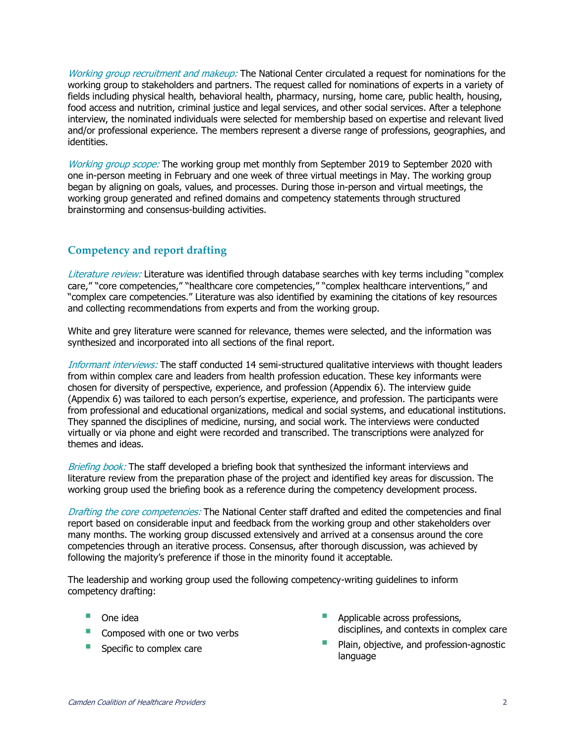*Working group recruitment and makeup:* The National Center circulated a request for nominations for the working group to stakeholders and partners. The request called for nominations of experts in a variety of fields including physical health, behavioral health, pharmacy, nursing, home care, public health, housing, food access and nutrition, criminal justice and legal services, and other social services. After a telephone interview, the nominated individuals were selected for membership based on expertise and relevant lived and/or professional experience. The members represent a diverse range of professions, geographies, and identities.

*Working group scope:* The working group met monthly from September 2019 to September 2020 with one in-person meeting in February and one week of three virtual meetings in May. The working group began by aligning on goals, values, and processes. During those in-person and virtual meetings, the working group generated and refined domains and competency statements through structured brainstorming and consensus-building activities.

## Competency and report drafting

*Literature review:* Literature was identified through database searches with key terms including "complex care," "core competencies," "healthcare core competencies," "complex healthcare interventions," and "complex care competencies." Literature was also identified by examining the citations of key resources and collecting recommendations from experts and from the working group.

White and grey literature were scanned for relevance, themes were selected, and the information was synthesized and incorporated into all sections of the final report.

*Informant interviews:* The staff conducted 14 semi-structured qualitative interviews with thought leaders from within complex care and leaders from health profession education. These key informants were chosen for diversity of perspective, experience, and profession (Appendix 6). The interview guide (Appendix 6) was tailored to each person's expertise, experience, and profession. The participants were from professional and educational organizations, medical and social systems, and educational institutions. They spanned the disciplines of medicine, nursing, and social work. The interviews were conducted virtually or via phone and eight were recorded and transcribed. The transcriptions were analyzed for themes and ideas.

*Briefing book:* The staff developed a briefing book that synthesized the informant interviews and literature review from the preparation phase of the project and identified key areas for discussion. The working group used the briefing book as a reference during the competency development process.

*Drafting the core competencies:* The National Center staff drafted and edited the competencies and final report based on considerable input and feedback from the working group and other stakeholders over many months. The working group discussed extensively and arrived at a consensus around the core competencies through an iterative process. Consensus, after thorough discussion, was achieved by following the majority's preference if those in the minority found it acceptable.

The leadership and working group used the following competency-writing guidelines to inform competency drafting:

- One idea
- Composed with one or two verbs
- Specific to complex care
- Applicable across professions, disciplines, and contexts in complex care
- Plain, objective, and profession-agnostic language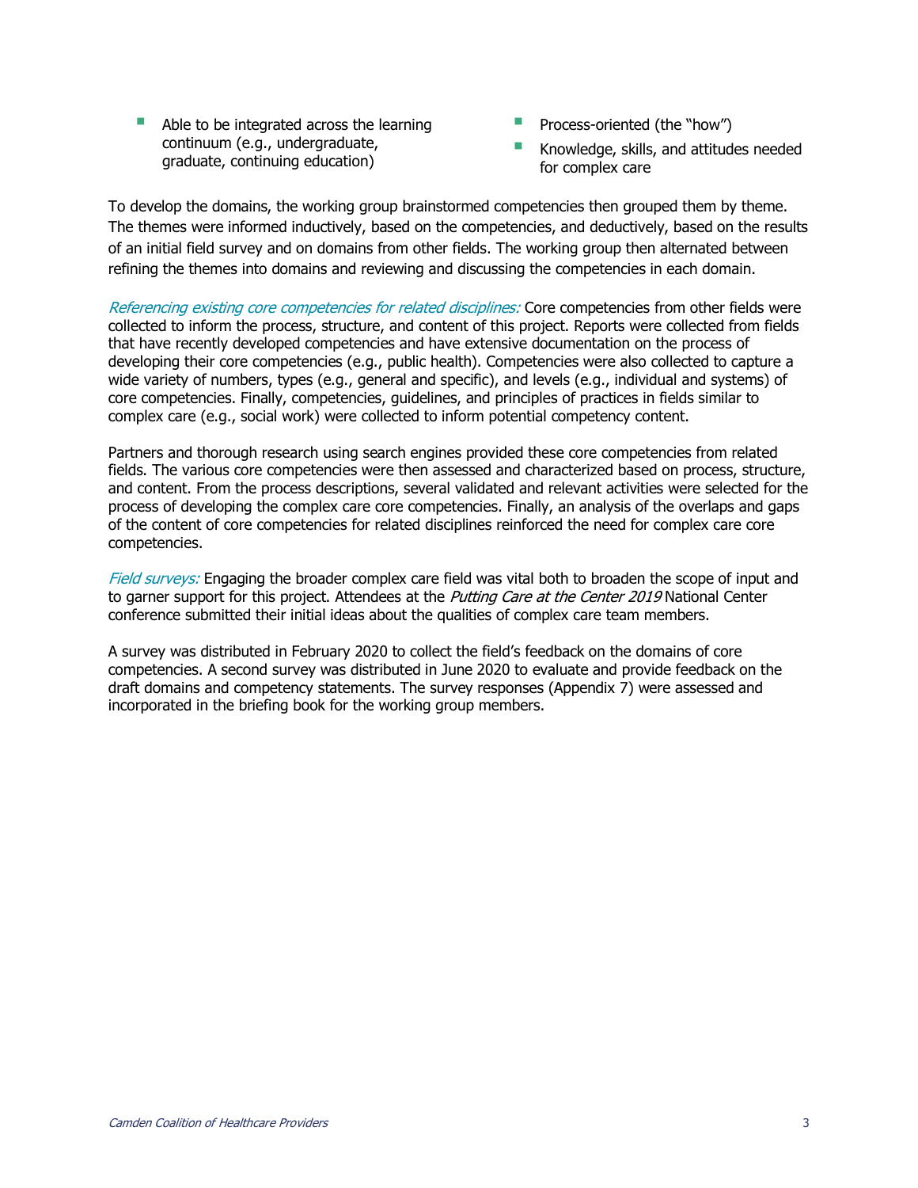- Able to be integrated across the learning continuum (e.g., undergraduate, graduate, continuing education)
- Process-oriented (the "how")
- Knowledge, skills, and attitudes needed for complex care

To develop the domains, the working group brainstormed competencies then grouped them by theme. The themes were informed inductively, based on the competencies, and deductively, based on the results of an initial field survey and on domains from other fields. The working group then alternated between refining the themes into domains and reviewing and discussing the competencies in each domain.

*Referencing existing core competencies for related disciplines:* Core competencies from other fields were collected to inform the process, structure, and content of this project. Reports were collected from fields that have recently developed competencies and have extensive documentation on the process of developing their core competencies (e.g., public health). Competencies were also collected to capture a wide variety of numbers, types (e.g., general and specific), and levels (e.g., individual and systems) of core competencies. Finally, competencies, guidelines, and principles of practices in fields similar to complex care (e.g., social work) were collected to inform potential competency content.

Partners and thorough research using search engines provided these core competencies from related fields. The various core competencies were then assessed and characterized based on process, structure, and content. From the process descriptions, several validated and relevant activities were selected for the process of developing the complex care core competencies. Finally, an analysis of the overlaps and gaps of the content of core competencies for related disciplines reinforced the need for complex care core competencies.

*Field surveys:* Engaging the broader complex care field was vital both to broaden the scope of input and to garner support for this project. Attendees at the *Putting Care at the Center 2019* National Center conference submitted their initial ideas about the qualities of complex care team members.

A survey was distributed in February 2020 to collect the field's feedback on the domains of core competencies. A second survey was distributed in June 2020 to evaluate and provide feedback on the draft domains and competency statements. The survey responses (Appendix 7) were assessed and incorporated in the briefing book for the working group members.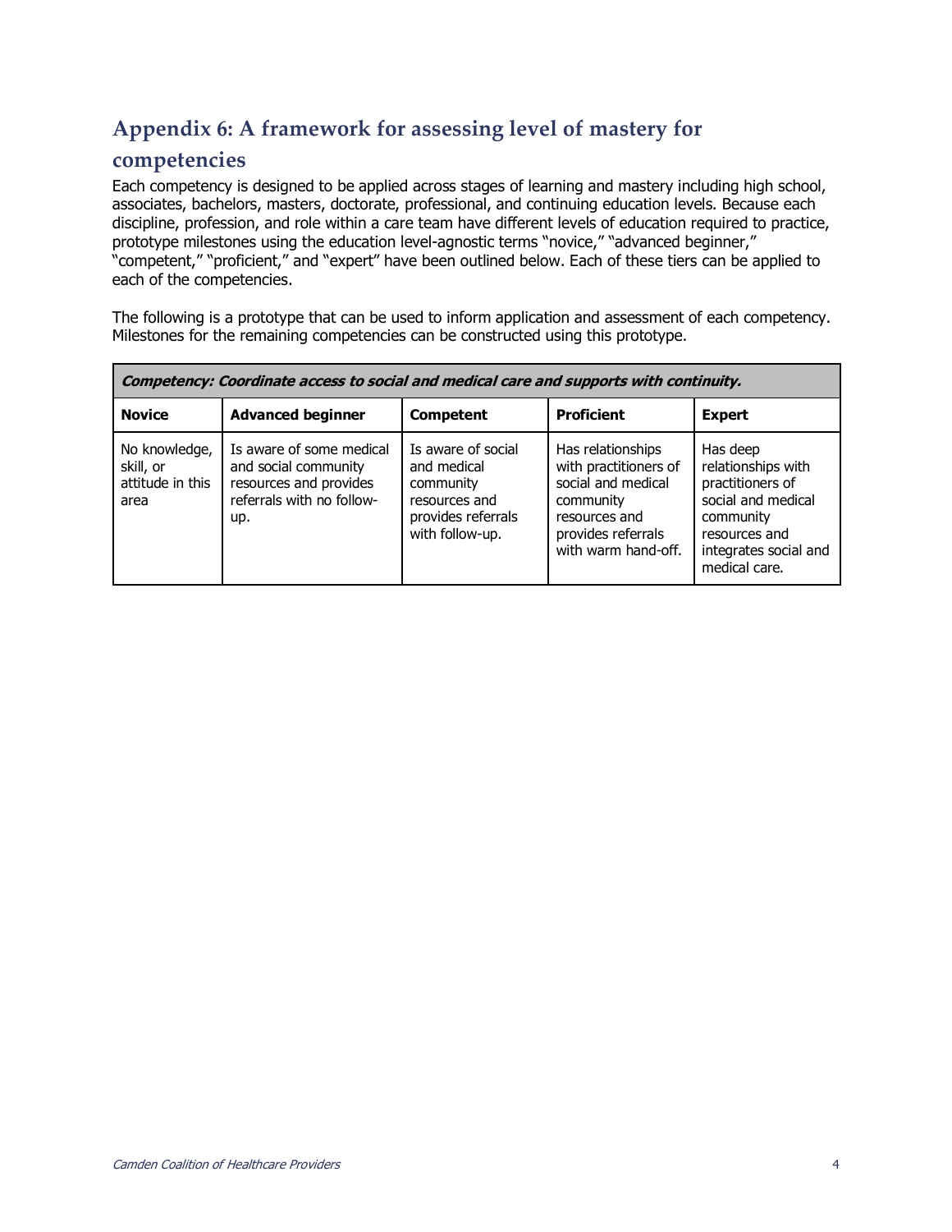## Appendix 6: A framework for assessing level of mastery for competencies

Each competency is designed to be applied across stages of learning and mastery including high school, associates, bachelors, masters, doctorate, professional, and continuing education levels. Because each discipline, profession, and role within a care team have different levels of education required to practice, prototype milestones using the education level-agnostic terms "novice," "advanced beginner," "competent," "proficient," and "expert" have been outlined below. Each of these tiers can be applied to each of the competencies.

The following is a prototype that can be used to inform application and assessment of each competency. Milestones for the remaining competencies can be constructed using this prototype.

| ***Competency: Coordinate access to social and medical care and supports with continuity.*** | | | | |
|---|---|---|---|---|
| **Novice** | **Advanced beginner** | **Competent** | **Proficient** | **Expert** |
| No knowledge, skill, or attitude in this area | Is aware of some medical and social community resources and provides referrals with no follow-up. | Is aware of social and medical community resources and provides referrals with follow-up. | Has relationships with practitioners of social and medical community resources and provides referrals with warm hand-off. | Has deep relationships with practitioners of social and medical community resources and integrates social and medical care. |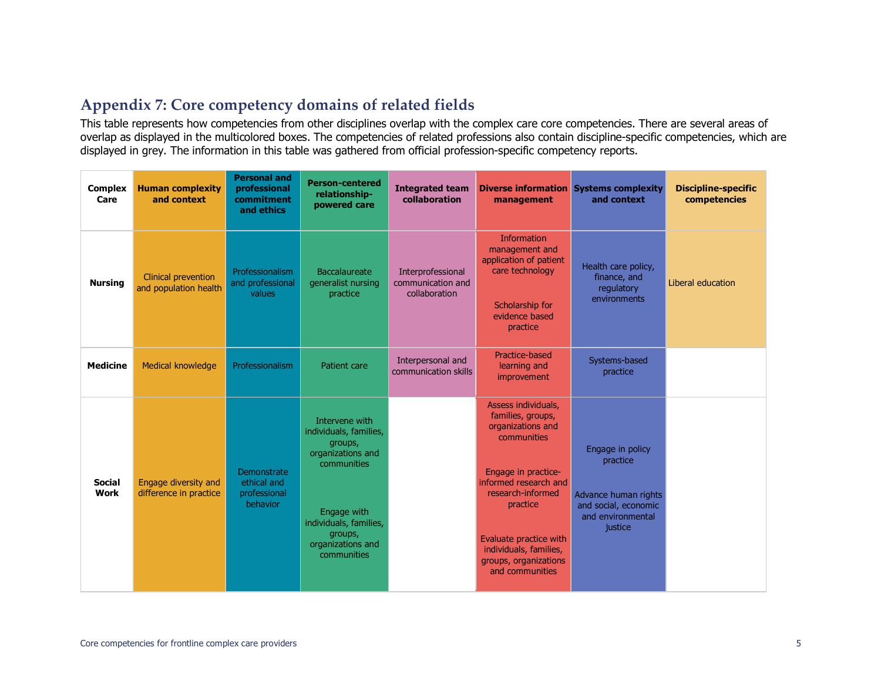## Appendix 7: Core competency domains of related fields

This table represents how competencies from other disciplines overlap with the complex care core competencies. There are several areas of overlap as displayed in the multicolored boxes. The competencies of related professions also contain discipline-specific competencies, which are displayed in grey. The information in this table was gathered from official profession-specific competency reports.

| Complex Care | Human complexity and context | Personal and professional commitment and ethics | Person-centered relationship-powered care | Integrated team collaboration | Diverse information management | Systems complexity and context | Discipline-specific competencies |
|---|---|---|---|---|---|---|---|
| **Nursing** | Clinical prevention and population health | Professionalism and professional values | Baccalaureate generalist nursing practice | Interprofessional communication and collaboration | Information management and application of patient care technology<br><br>Scholarship for evidence based practice | Health care policy, finance, and regulatory environments | Liberal education |
| **Medicine** | Medical knowledge | Professionalism | Patient care | Interpersonal and communication skills | Practice-based learning and improvement | Systems-based practice | |
| **Social Work** | Engage diversity and difference in practice | Demonstrate ethical and professional behavior | Intervene with individuals, families, groups, organizations and communities<br><br>Engage with individuals, families, groups, organizations and communities | | Assess individuals, families, groups, organizations and communities<br><br>Engage in practice-informed research and research-informed practice<br><br>Evaluate practice with individuals, families, groups, organizations and communities | Engage in policy practice<br><br>Advance human rights and social, economic and environmental justice | |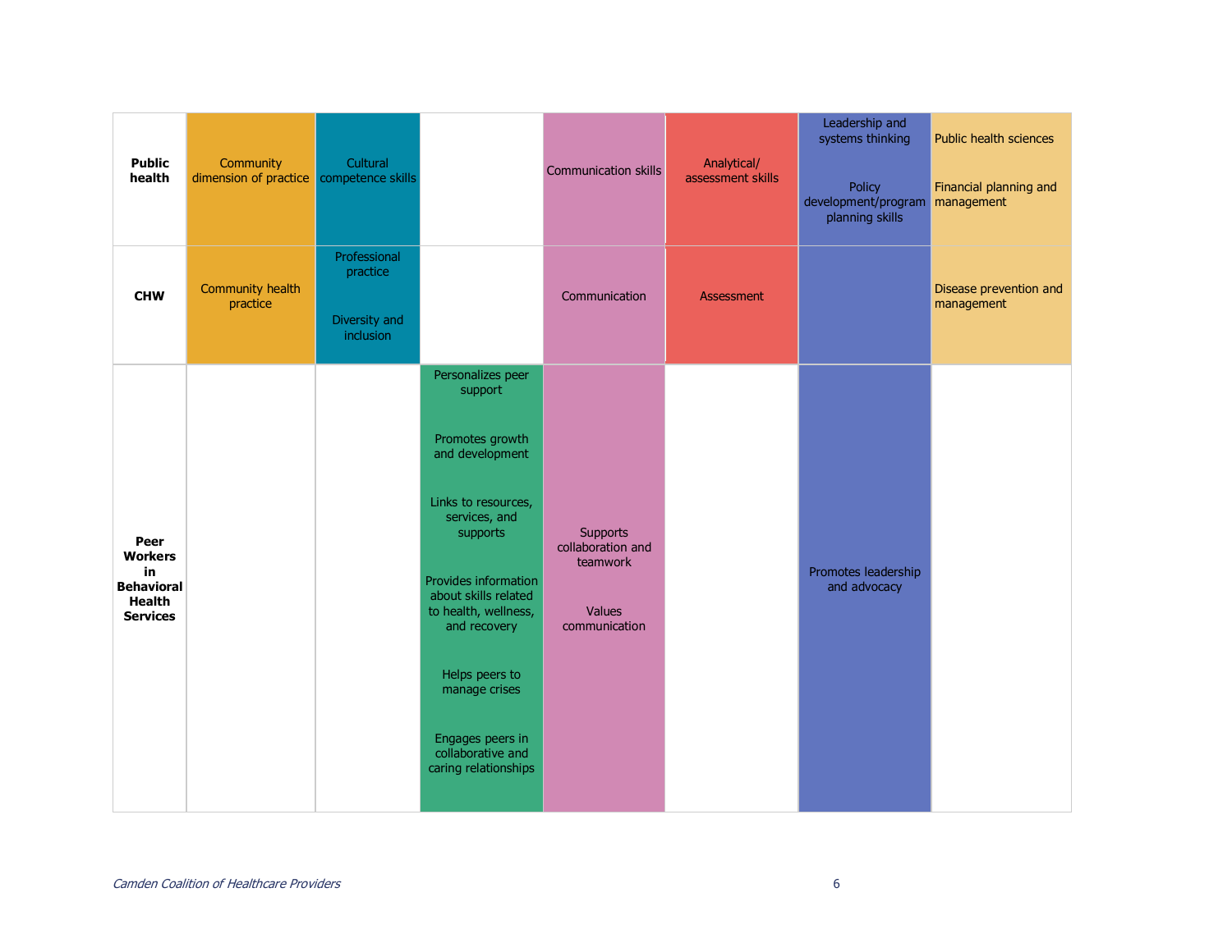| | | | | | | | |
|---|---|---|---|---|---|---|---|
| **Public health** | Community dimension of practice | Cultural competence skills | | Communication skills | Analytical/ assessment skills | Leadership and systems thinking<br><br>Policy development/program planning skills | Public health sciences<br><br>Financial planning and management |
| **CHW** | Community health practice | Professional practice<br><br>Diversity and inclusion | | Communication | Assessment | | Disease prevention and management |
| **Peer Workers in Behavioral Health Services** | | | Personalizes peer support<br><br>Promotes growth and development<br><br>Links to resources, services, and supports<br><br>Provides information about skills related to health, wellness, and recovery<br><br>Helps peers to manage crises<br><br>Engages peers in collaborative and caring relationships | Supports collaboration and teamwork<br><br>Values communication | | Promotes leadership and advocacy | |

*Camden Coalition of Healthcare Providers*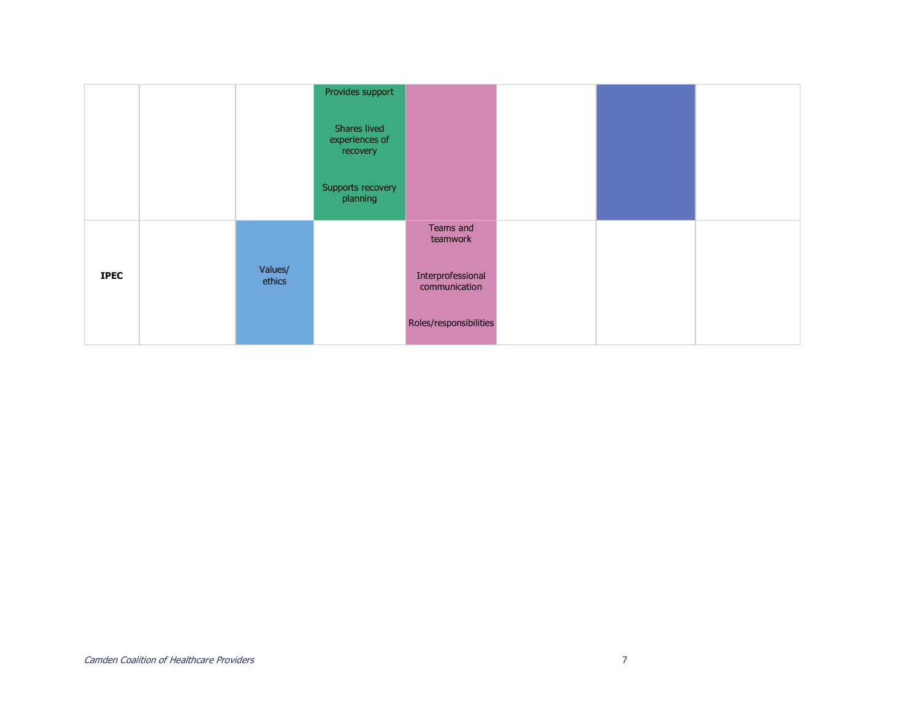|  |  |  |  |  |  |  |  |
|---|---|---|---|---|---|---|---|
|  |  |  | Provides support<br><br>Shares lived experiences of recovery<br><br>Supports recovery planning |  |  |  |  |
| **IPEC** |  | Values/ ethics |  | Teams and teamwork<br><br>Interprofessional communication<br><br>Roles/responsibilities |  |  |  |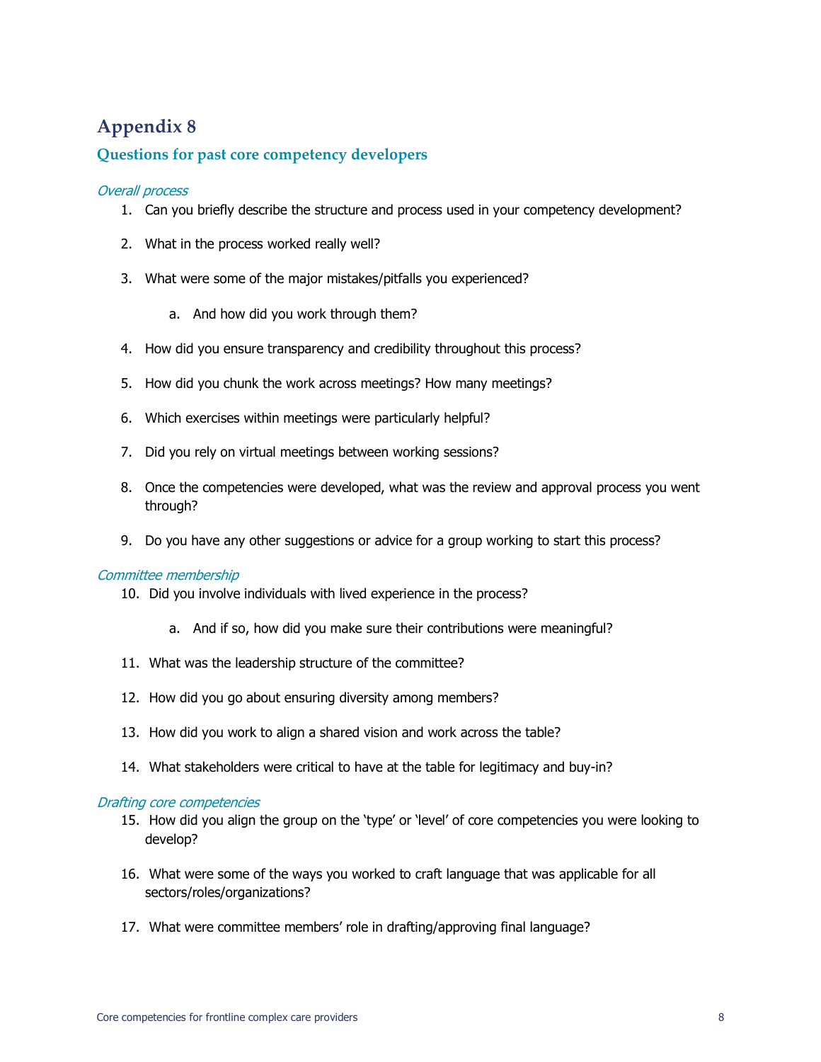# Appendix 8

## Questions for past core competency developers

*Overall process*

1. Can you briefly describe the structure and process used in your competency development?
2. What in the process worked really well?
3. What were some of the major mistakes/pitfalls you experienced?
    a. And how did you work through them?
4. How did you ensure transparency and credibility throughout this process?
5. How did you chunk the work across meetings? How many meetings?
6. Which exercises within meetings were particularly helpful?
7. Did you rely on virtual meetings between working sessions?
8. Once the competencies were developed, what was the review and approval process you went through?
9. Do you have any other suggestions or advice for a group working to start this process?

*Committee membership*

10. Did you involve individuals with lived experience in the process?
    a. And if so, how did you make sure their contributions were meaningful?
11. What was the leadership structure of the committee?
12. How did you go about ensuring diversity among members?
13. How did you work to align a shared vision and work across the table?
14. What stakeholders were critical to have at the table for legitimacy and buy-in?

*Drafting core competencies*

15. How did you align the group on the 'type' or 'level' of core competencies you were looking to develop?
16. What were some of the ways you worked to craft language that was applicable for all sectors/roles/organizations?
17. What were committee members' role in drafting/approving final language?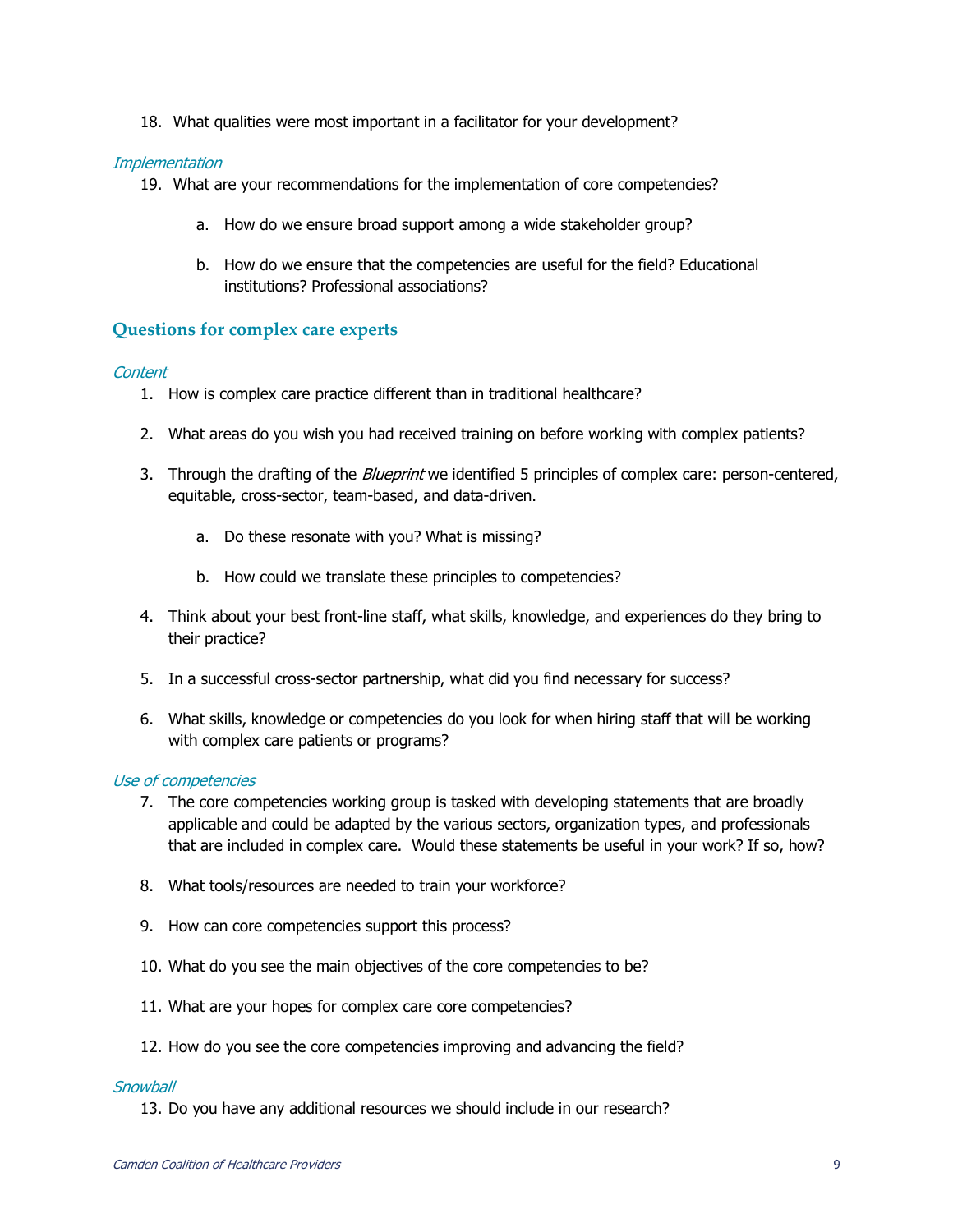18. What qualities were most important in a facilitator for your development?

*Implementation*

19. What are your recommendations for the implementation of core competencies?

    a. How do we ensure broad support among a wide stakeholder group?

    b. How do we ensure that the competencies are useful for the field? Educational institutions? Professional associations?

## Questions for complex care experts

*Content*

1. How is complex care practice different than in traditional healthcare?

2. What areas do you wish you had received training on before working with complex patients?

3. Through the drafting of the *Blueprint* we identified 5 principles of complex care: person-centered, equitable, cross-sector, team-based, and data-driven.

    a. Do these resonate with you? What is missing?

    b. How could we translate these principles to competencies?

4. Think about your best front-line staff, what skills, knowledge, and experiences do they bring to their practice?

5. In a successful cross-sector partnership, what did you find necessary for success?

6. What skills, knowledge or competencies do you look for when hiring staff that will be working with complex care patients or programs?

*Use of competencies*

7. The core competencies working group is tasked with developing statements that are broadly applicable and could be adapted by the various sectors, organization types, and professionals that are included in complex care. Would these statements be useful in your work? If so, how?

8. What tools/resources are needed to train your workforce?

9. How can core competencies support this process?

10. What do you see the main objectives of the core competencies to be?

11. What are your hopes for complex care core competencies?

12. How do you see the core competencies improving and advancing the field?

*Snowball*

13. Do you have any additional resources we should include in our research?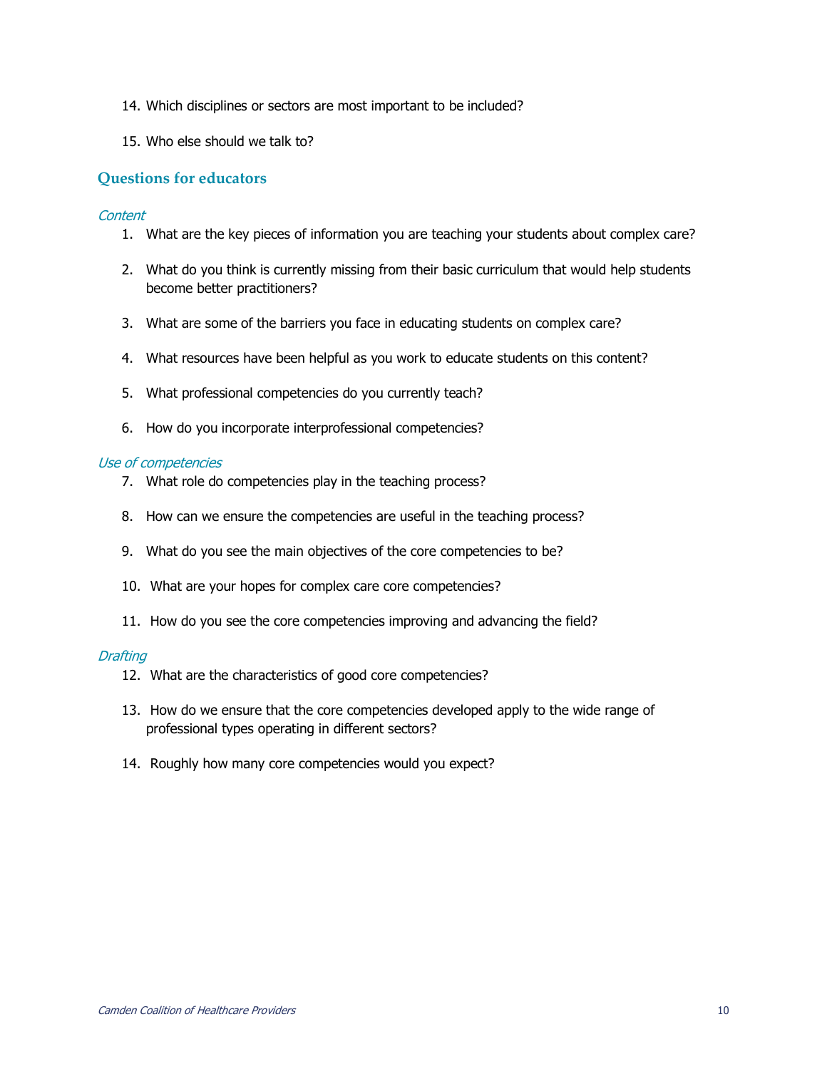14. Which disciplines or sectors are most important to be included?

15. Who else should we talk to?

## Questions for educators

*Content*

1. What are the key pieces of information you are teaching your students about complex care?

2. What do you think is currently missing from their basic curriculum that would help students become better practitioners?

3. What are some of the barriers you face in educating students on complex care?

4. What resources have been helpful as you work to educate students on this content?

5. What professional competencies do you currently teach?

6. How do you incorporate interprofessional competencies?

*Use of competencies*

7. What role do competencies play in the teaching process?

8. How can we ensure the competencies are useful in the teaching process?

9. What do you see the main objectives of the core competencies to be?

10. What are your hopes for complex care core competencies?

11. How do you see the core competencies improving and advancing the field?

*Drafting*

12. What are the characteristics of good core competencies?

13. How do we ensure that the core competencies developed apply to the wide range of professional types operating in different sectors?

14. Roughly how many core competencies would you expect?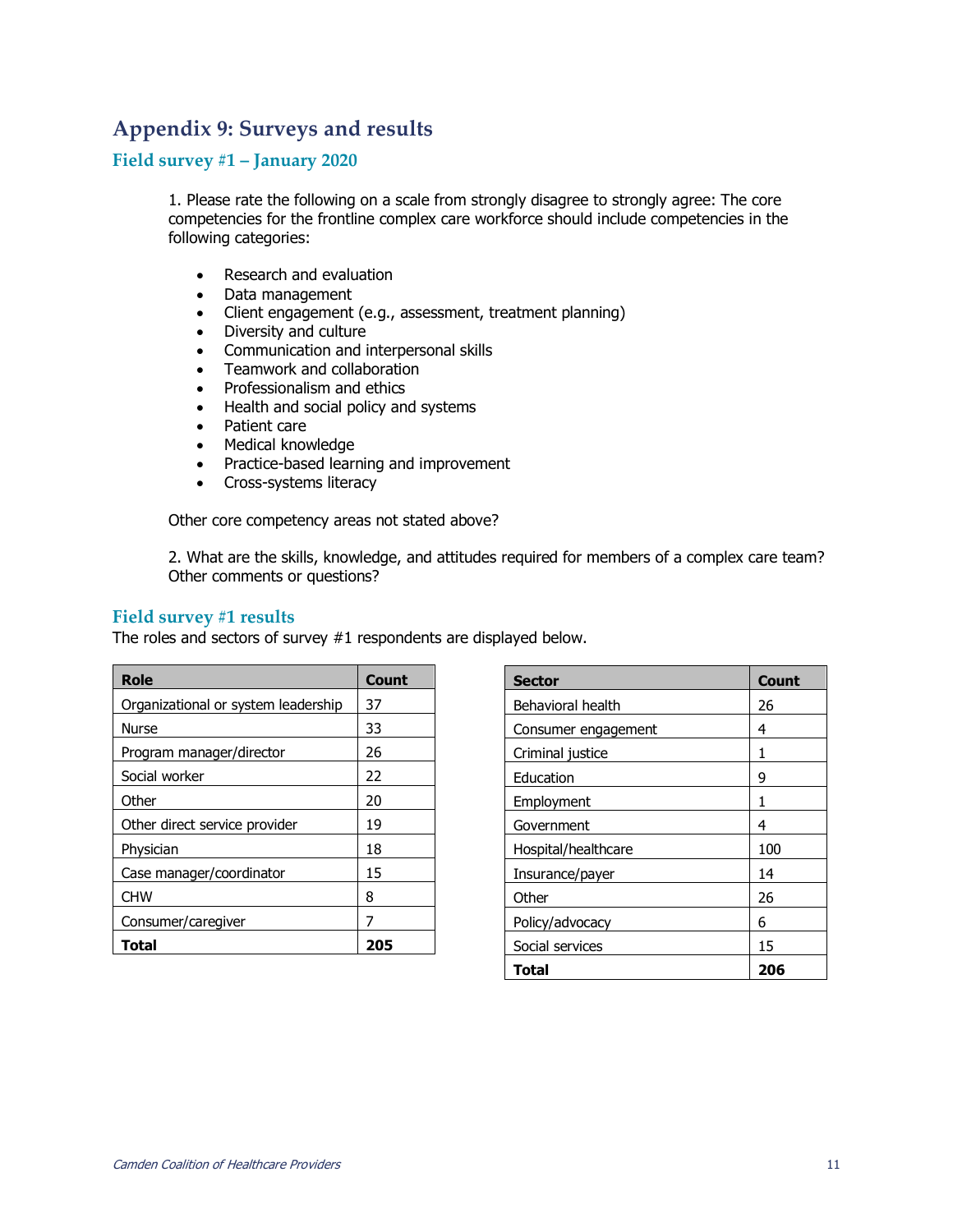# Appendix 9: Surveys and results

## Field survey #1 – January 2020

1. Please rate the following on a scale from strongly disagree to strongly agree: The core competencies for the frontline complex care workforce should include competencies in the following categories:

- Research and evaluation
- Data management
- Client engagement (e.g., assessment, treatment planning)
- Diversity and culture
- Communication and interpersonal skills
- Teamwork and collaboration
- Professionalism and ethics
- Health and social policy and systems
- Patient care
- Medical knowledge
- Practice-based learning and improvement
- Cross-systems literacy

Other core competency areas not stated above?

2. What are the skills, knowledge, and attitudes required for members of a complex care team? Other comments or questions?

## Field survey #1 results

The roles and sectors of survey #1 respondents are displayed below.

| Role | Count |
|---|---|
| Organizational or system leadership | 37 |
| Nurse | 33 |
| Program manager/director | 26 |
| Social worker | 22 |
| Other | 20 |
| Other direct service provider | 19 |
| Physician | 18 |
| Case manager/coordinator | 15 |
| CHW | 8 |
| Consumer/caregiver | 7 |
| **Total** | **205** |

| Sector | Count |
|---|---|
| Behavioral health | 26 |
| Consumer engagement | 4 |
| Criminal justice | 1 |
| Education | 9 |
| Employment | 1 |
| Government | 4 |
| Hospital/healthcare | 100 |
| Insurance/payer | 14 |
| Other | 26 |
| Policy/advocacy | 6 |
| Social services | 15 |
| **Total** | **206** |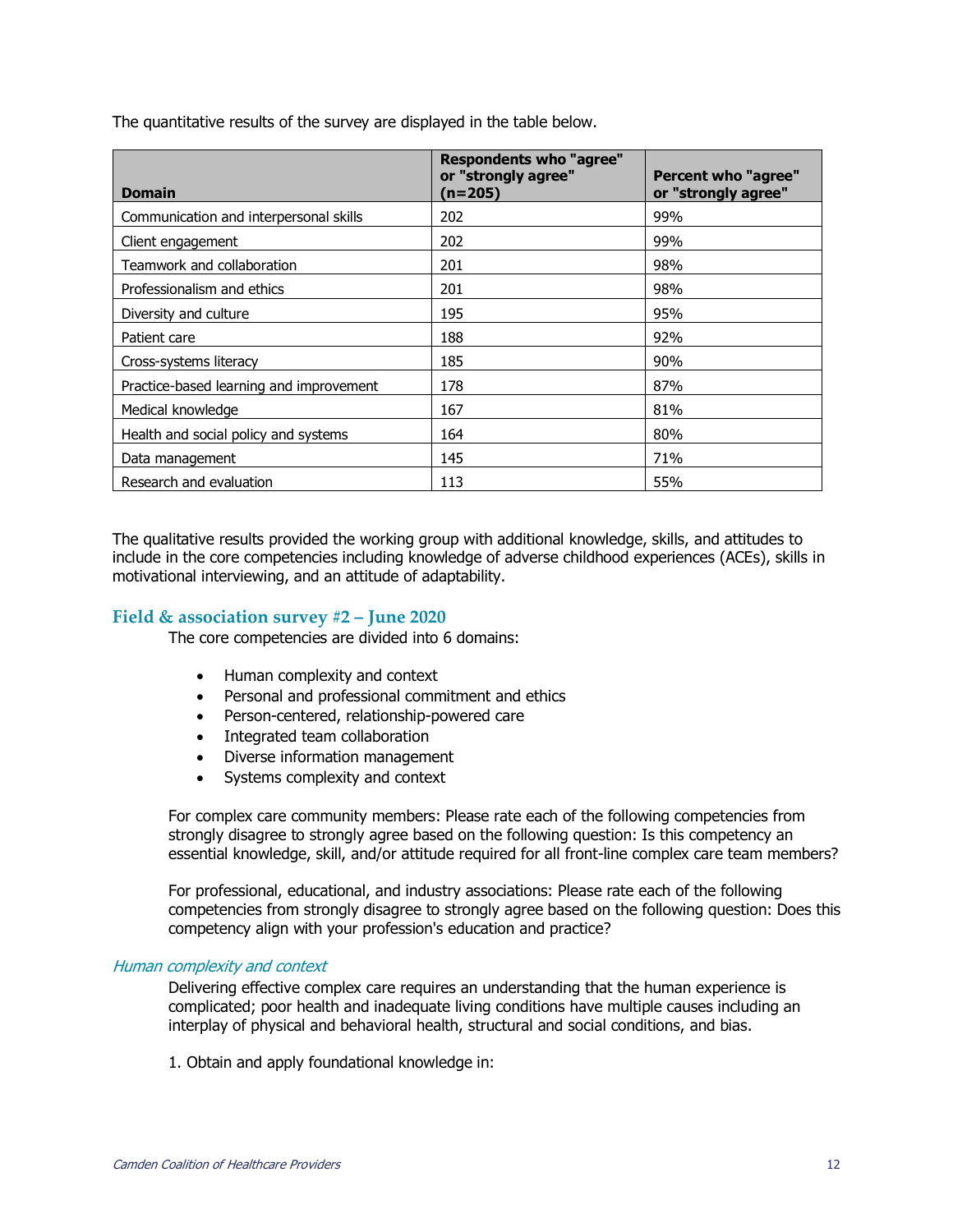The quantitative results of the survey are displayed in the table below.

| Domain | Respondents who "agree" or "strongly agree" (n=205) | Percent who "agree" or "strongly agree" |
|---|---|---|
| Communication and interpersonal skills | 202 | 99% |
| Client engagement | 202 | 99% |
| Teamwork and collaboration | 201 | 98% |
| Professionalism and ethics | 201 | 98% |
| Diversity and culture | 195 | 95% |
| Patient care | 188 | 92% |
| Cross-systems literacy | 185 | 90% |
| Practice-based learning and improvement | 178 | 87% |
| Medical knowledge | 167 | 81% |
| Health and social policy and systems | 164 | 80% |
| Data management | 145 | 71% |
| Research and evaluation | 113 | 55% |

The qualitative results provided the working group with additional knowledge, skills, and attitudes to include in the core competencies including knowledge of adverse childhood experiences (ACEs), skills in motivational interviewing, and an attitude of adaptability.

## Field & association survey #2 – June 2020

The core competencies are divided into 6 domains:

- Human complexity and context
- Personal and professional commitment and ethics
- Person-centered, relationship-powered care
- Integrated team collaboration
- Diverse information management
- Systems complexity and context

For complex care community members: Please rate each of the following competencies from strongly disagree to strongly agree based on the following question: Is this competency an essential knowledge, skill, and/or attitude required for all front-line complex care team members?

For professional, educational, and industry associations: Please rate each of the following competencies from strongly disagree to strongly agree based on the following question: Does this competency align with your profession's education and practice?

### *Human complexity and context*

Delivering effective complex care requires an understanding that the human experience is complicated; poor health and inadequate living conditions have multiple causes including an interplay of physical and behavioral health, structural and social conditions, and bias.

1. Obtain and apply foundational knowledge in: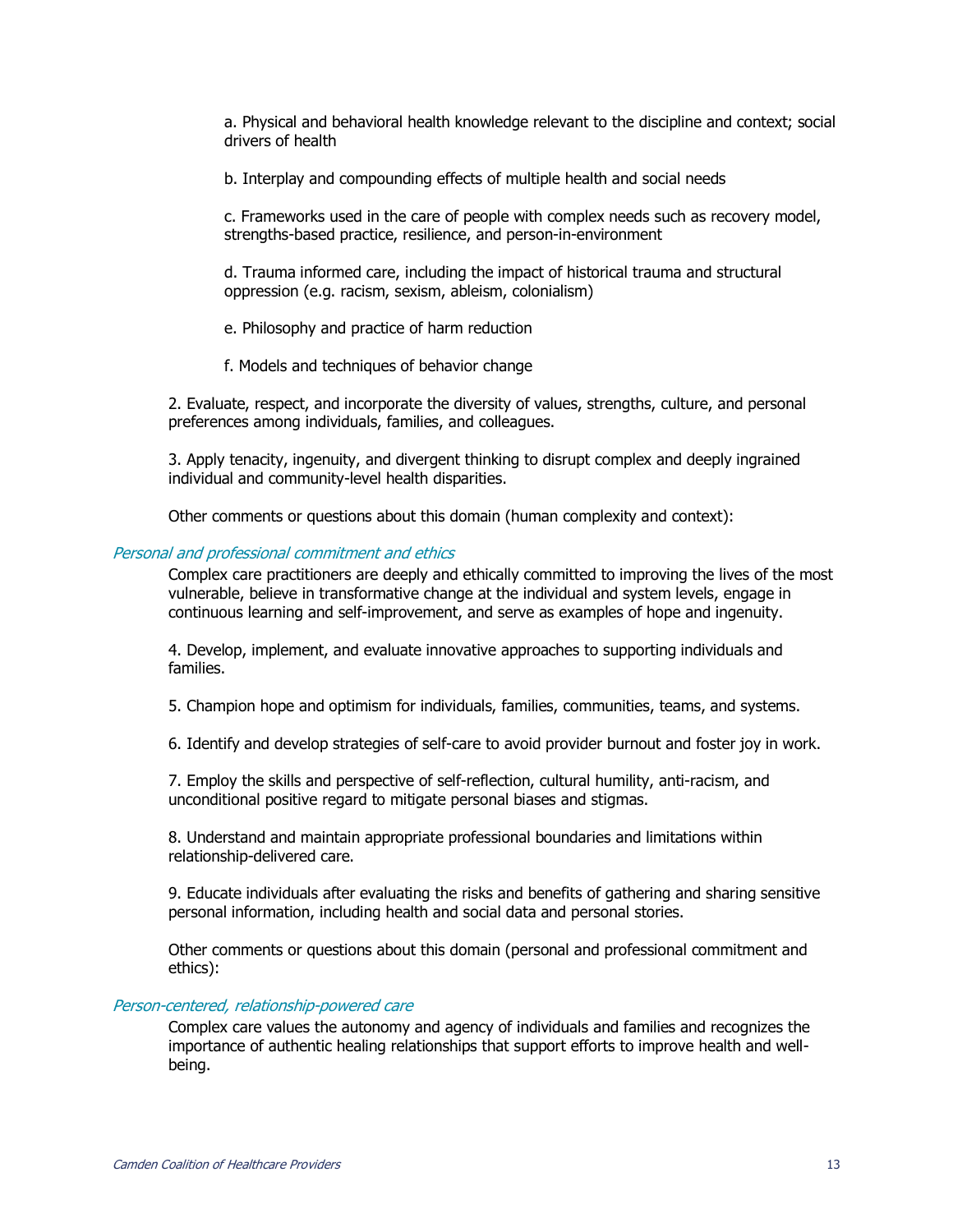a. Physical and behavioral health knowledge relevant to the discipline and context; social drivers of health

b. Interplay and compounding effects of multiple health and social needs

c. Frameworks used in the care of people with complex needs such as recovery model, strengths-based practice, resilience, and person-in-environment

d. Trauma informed care, including the impact of historical trauma and structural oppression (e.g. racism, sexism, ableism, colonialism)

e. Philosophy and practice of harm reduction

f. Models and techniques of behavior change

2. Evaluate, respect, and incorporate the diversity of values, strengths, culture, and personal preferences among individuals, families, and colleagues.

3. Apply tenacity, ingenuity, and divergent thinking to disrupt complex and deeply ingrained individual and community-level health disparities.

Other comments or questions about this domain (human complexity and context):

### *Personal and professional commitment and ethics*

Complex care practitioners are deeply and ethically committed to improving the lives of the most vulnerable, believe in transformative change at the individual and system levels, engage in continuous learning and self-improvement, and serve as examples of hope and ingenuity.

4. Develop, implement, and evaluate innovative approaches to supporting individuals and families.

5. Champion hope and optimism for individuals, families, communities, teams, and systems.

6. Identify and develop strategies of self-care to avoid provider burnout and foster joy in work.

7. Employ the skills and perspective of self-reflection, cultural humility, anti-racism, and unconditional positive regard to mitigate personal biases and stigmas.

8. Understand and maintain appropriate professional boundaries and limitations within relationship-delivered care.

9. Educate individuals after evaluating the risks and benefits of gathering and sharing sensitive personal information, including health and social data and personal stories.

Other comments or questions about this domain (personal and professional commitment and ethics):

### *Person-centered, relationship-powered care*

Complex care values the autonomy and agency of individuals and families and recognizes the importance of authentic healing relationships that support efforts to improve health and well-being.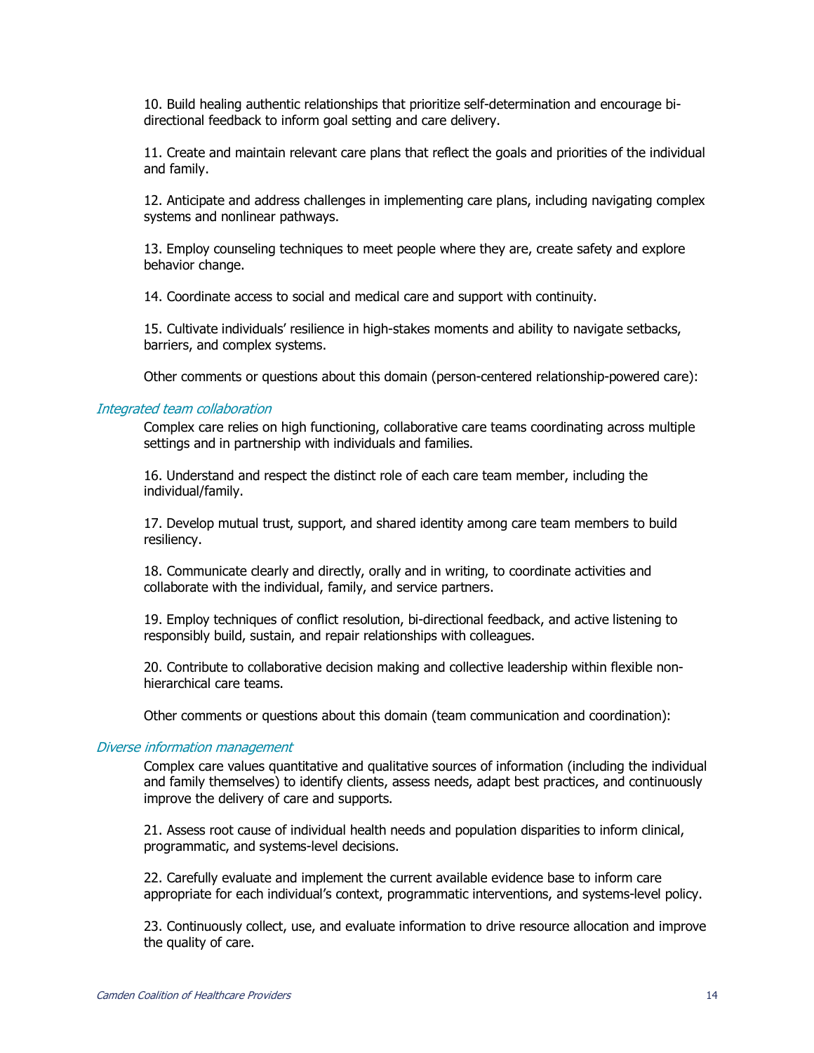10. Build healing authentic relationships that prioritize self-determination and encourage bi-directional feedback to inform goal setting and care delivery.

11. Create and maintain relevant care plans that reflect the goals and priorities of the individual and family.

12. Anticipate and address challenges in implementing care plans, including navigating complex systems and nonlinear pathways.

13. Employ counseling techniques to meet people where they are, create safety and explore behavior change.

14. Coordinate access to social and medical care and support with continuity.

15. Cultivate individuals' resilience in high-stakes moments and ability to navigate setbacks, barriers, and complex systems.

Other comments or questions about this domain (person-centered relationship-powered care):

### *Integrated team collaboration*

Complex care relies on high functioning, collaborative care teams coordinating across multiple settings and in partnership with individuals and families.

16. Understand and respect the distinct role of each care team member, including the individual/family.

17. Develop mutual trust, support, and shared identity among care team members to build resiliency.

18. Communicate clearly and directly, orally and in writing, to coordinate activities and collaborate with the individual, family, and service partners.

19. Employ techniques of conflict resolution, bi-directional feedback, and active listening to responsibly build, sustain, and repair relationships with colleagues.

20. Contribute to collaborative decision making and collective leadership within flexible non-hierarchical care teams.

Other comments or questions about this domain (team communication and coordination):

### *Diverse information management*

Complex care values quantitative and qualitative sources of information (including the individual and family themselves) to identify clients, assess needs, adapt best practices, and continuously improve the delivery of care and supports.

21. Assess root cause of individual health needs and population disparities to inform clinical, programmatic, and systems-level decisions.

22. Carefully evaluate and implement the current available evidence base to inform care appropriate for each individual's context, programmatic interventions, and systems-level policy.

23. Continuously collect, use, and evaluate information to drive resource allocation and improve the quality of care.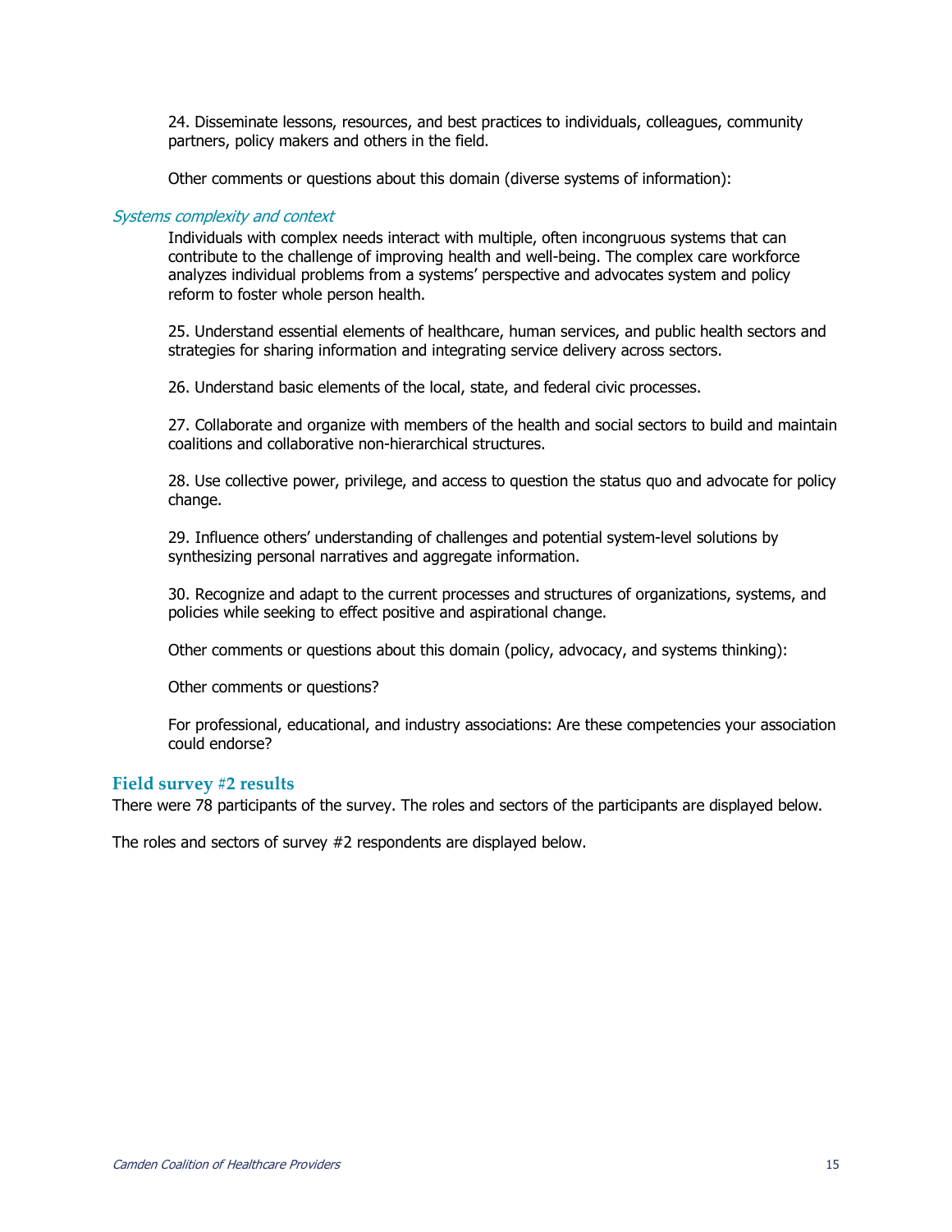24. Disseminate lessons, resources, and best practices to individuals, colleagues, community partners, policy makers and others in the field.

Other comments or questions about this domain (diverse systems of information):

### *Systems complexity and context*

Individuals with complex needs interact with multiple, often incongruous systems that can contribute to the challenge of improving health and well-being. The complex care workforce analyzes individual problems from a systems' perspective and advocates system and policy reform to foster whole person health.

25. Understand essential elements of healthcare, human services, and public health sectors and strategies for sharing information and integrating service delivery across sectors.

26. Understand basic elements of the local, state, and federal civic processes.

27. Collaborate and organize with members of the health and social sectors to build and maintain coalitions and collaborative non-hierarchical structures.

28. Use collective power, privilege, and access to question the status quo and advocate for policy change.

29. Influence others' understanding of challenges and potential system-level solutions by synthesizing personal narratives and aggregate information.

30. Recognize and adapt to the current processes and structures of organizations, systems, and policies while seeking to effect positive and aspirational change.

Other comments or questions about this domain (policy, advocacy, and systems thinking):

Other comments or questions?

For professional, educational, and industry associations: Are these competencies your association could endorse?

## Field survey #2 results

There were 78 participants of the survey. The roles and sectors of the participants are displayed below.

The roles and sectors of survey #2 respondents are displayed below.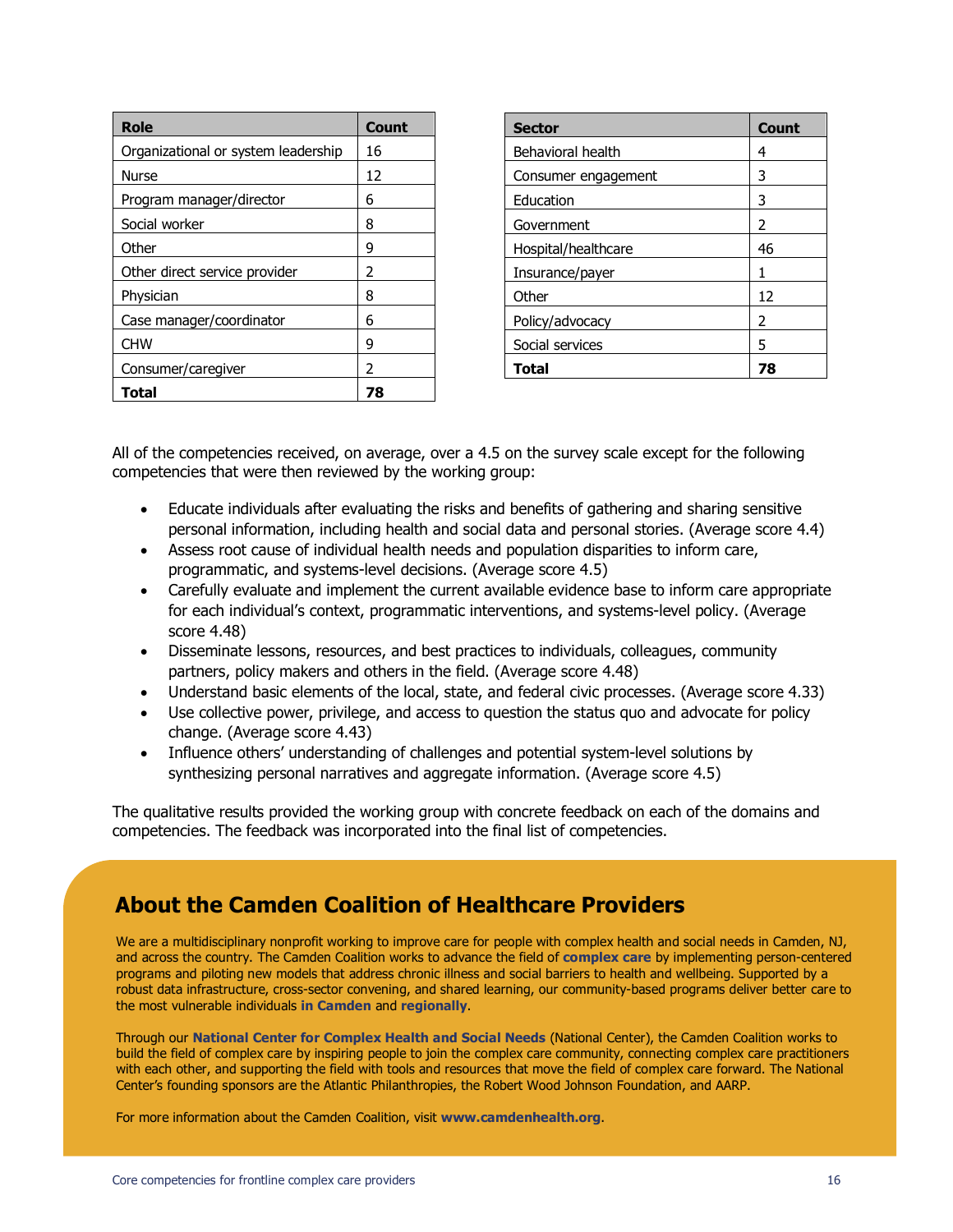| Role | Count |
|---|---|
| Organizational or system leadership | 16 |
| Nurse | 12 |
| Program manager/director | 6 |
| Social worker | 8 |
| Other | 9 |
| Other direct service provider | 2 |
| Physician | 8 |
| Case manager/coordinator | 6 |
| CHW | 9 |
| Consumer/caregiver | 2 |
| **Total** | **78** |

| Sector | Count |
|---|---|
| Behavioral health | 4 |
| Consumer engagement | 3 |
| Education | 3 |
| Government | 2 |
| Hospital/healthcare | 46 |
| Insurance/payer | 1 |
| Other | 12 |
| Policy/advocacy | 2 |
| Social services | 5 |
| **Total** | **78** |

All of the competencies received, on average, over a 4.5 on the survey scale except for the following competencies that were then reviewed by the working group:

- Educate individuals after evaluating the risks and benefits of gathering and sharing sensitive personal information, including health and social data and personal stories. (Average score 4.4)
- Assess root cause of individual health needs and population disparities to inform care, programmatic, and systems-level decisions. (Average score 4.5)
- Carefully evaluate and implement the current available evidence base to inform care appropriate for each individual's context, programmatic interventions, and systems-level policy. (Average score 4.48)
- Disseminate lessons, resources, and best practices to individuals, colleagues, community partners, policy makers and others in the field. (Average score 4.48)
- Understand basic elements of the local, state, and federal civic processes. (Average score 4.33)
- Use collective power, privilege, and access to question the status quo and advocate for policy change. (Average score 4.43)
- Influence others' understanding of challenges and potential system-level solutions by synthesizing personal narratives and aggregate information. (Average score 4.5)

The qualitative results provided the working group with concrete feedback on each of the domains and competencies. The feedback was incorporated into the final list of competencies.

## About the Camden Coalition of Healthcare Providers

We are a multidisciplinary nonprofit working to improve care for people with complex health and social needs in Camden, NJ, and across the country. The Camden Coalition works to advance the field of **complex care** by implementing person-centered programs and piloting new models that address chronic illness and social barriers to health and wellbeing. Supported by a robust data infrastructure, cross-sector convening, and shared learning, our community-based programs deliver better care to the most vulnerable individuals **in Camden** and **regionally**.

Through our **National Center for Complex Health and Social Needs** (National Center), the Camden Coalition works to build the field of complex care by inspiring people to join the complex care community, connecting complex care practitioners with each other, and supporting the field with tools and resources that move the field of complex care forward. The National Center's founding sponsors are the Atlantic Philanthropies, the Robert Wood Johnson Foundation, and AARP.

For more information about the Camden Coalition, visit **www.camdenhealth.org**.